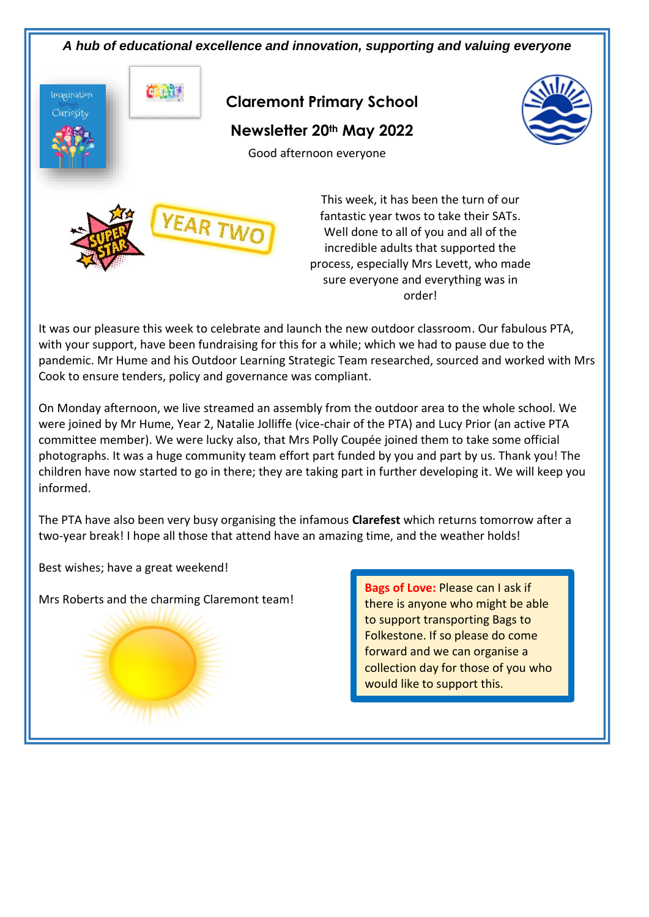*A hub of educational excellence and innovation, supporting and valuing everyone*

# Claremont Primary School

## Newsletter 20th May 2022

Good afternoon everyone

This week, it has been the turn of our fantastic year twos to take their SATs. Well done to all of you and all of the incredible adults that supported the process, especially Mrs Levett, who made sure everyone and everything was in order!

It was our pleasure this week to celebrate and launch the new outdoor classroom. Our fabulous PTA, with your support, have been fundraising for this for a while; which we had to pause due to the pandemic. Mr Hume and his Outdoor Learning Strategic Team researched, sourced and worked with Mrs Cook to ensure tenders, policy and governance was compliant.

On Monday afternoon, we live streamed an assembly from the outdoor area to the whole school. We were joined by Mr Hume, Year 2, Natalie Jolliffe (vice-chair of the PTA) and Lucy Prior (an active PTA committee member). We were lucky also, that Mrs Polly Coupée joined them to take some official photographs. It was a huge community team effort part funded by you and part by us. Thank you! The children have now started to go in there; they are taking part in further developing it. We will keep you informed.

The PTA have also been very busy organising the infamous **Clarefest** which returns tomorrow after a two-year break! I hope all those that attend have an amazing time, and the weather holds!

Best wishes; have a great weekend!

Mrs Roberts and the charming Claremont team!

**Bags of Love:** Please can I ask if there is anyone who might be able to support transporting Bags to Folkestone. If so please do come forward and we can organise a collection day for those of you who would like to support this.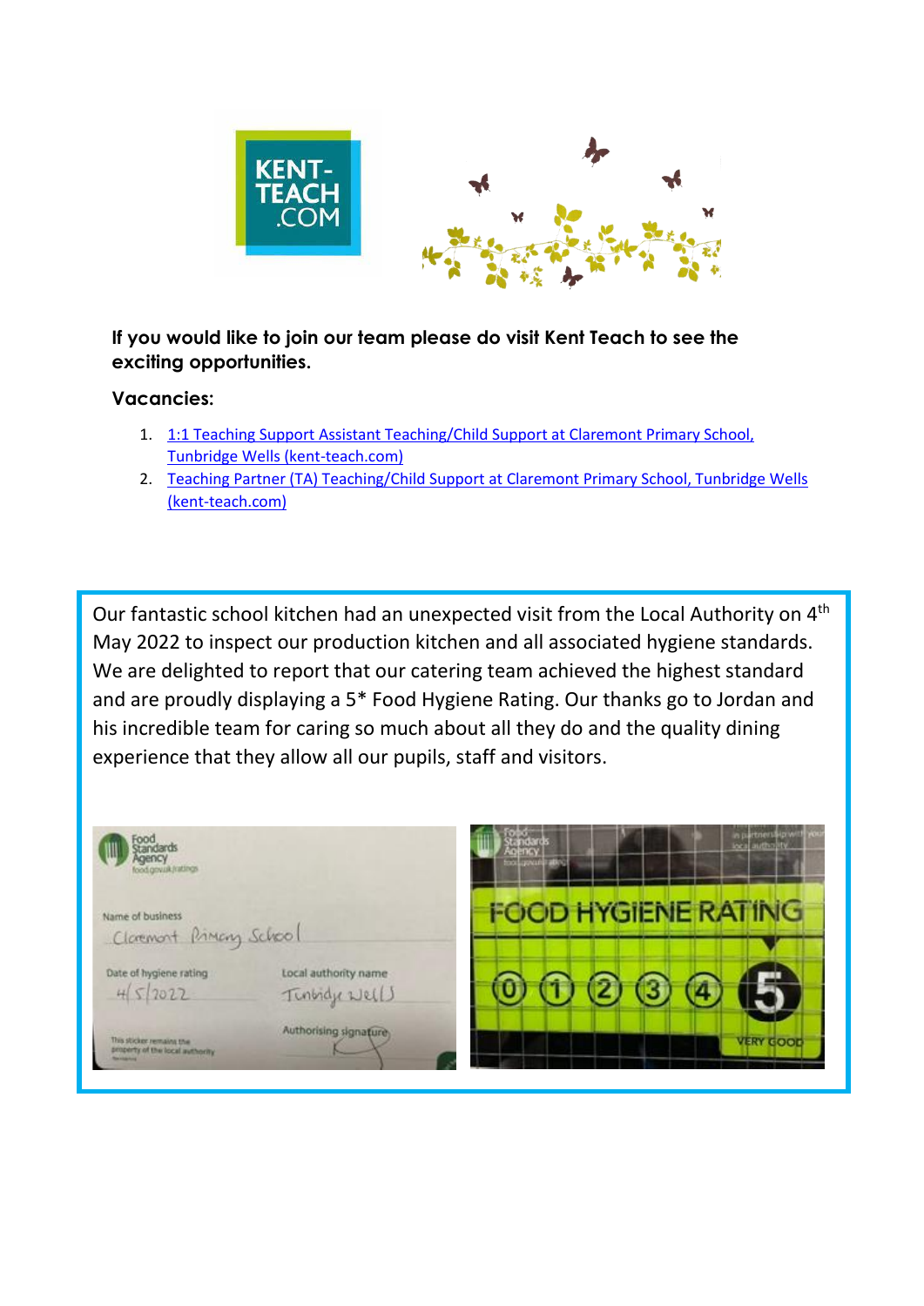**If you would like to join our team please do visit Kent Teach to see the exciting opportunities.**

**Vacancies:**

1. 1:1 Teaching Support Assistant Teaching/Child Support at Claremont Primary School, Tunbridge Wells (kent-teach.com)
2. Teaching Partner (TA) Teaching/Child Support at Claremont Primary School, Tunbridge Wells (kent-teach.com)

Our fantastic school kitchen had an unexpected visit from the Local Authority on 4th May 2022 to inspect our production kitchen and all associated hygiene standards. We are delighted to report that our catering team achieved the highest standard and are proudly displaying a 5* Food Hygiene Rating. Our thanks go to Jordan and his incredible team for caring so much about all they do and the quality dining experience that they allow all our pupils, staff and visitors.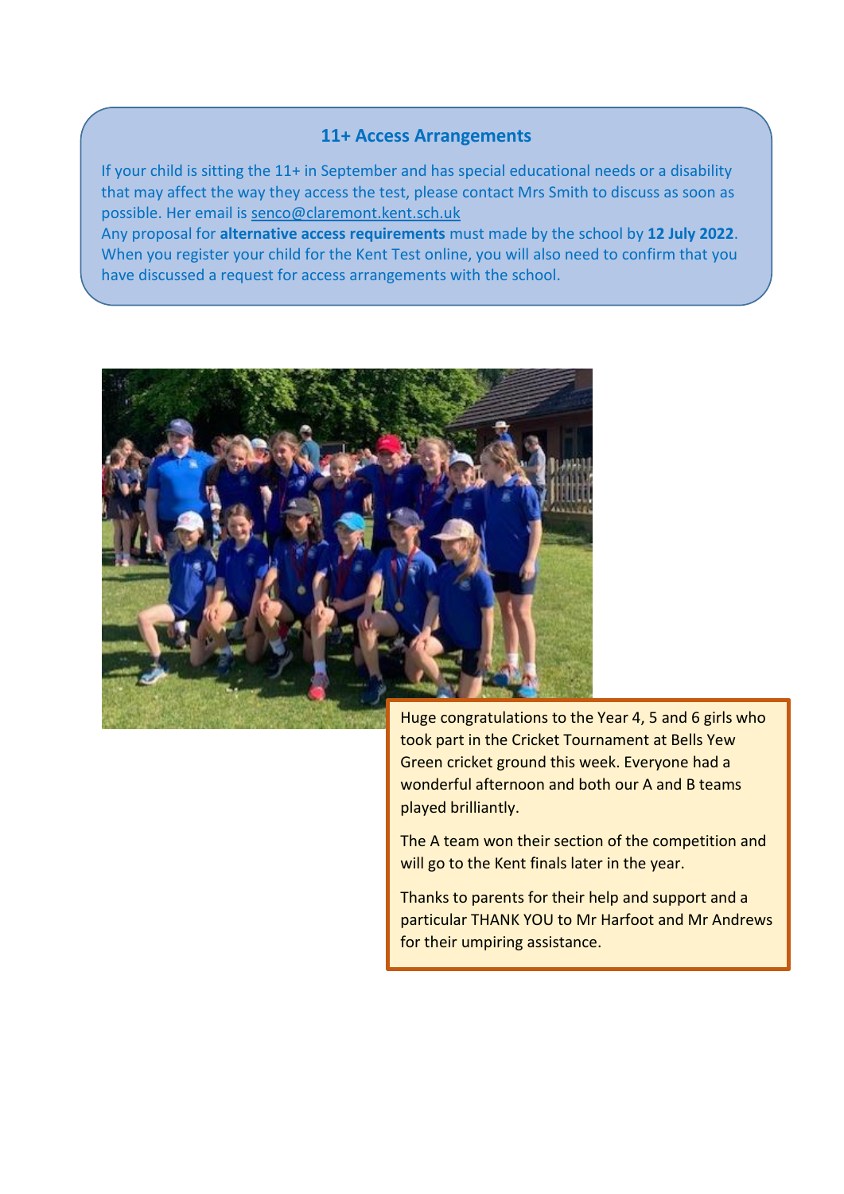## 11+ Access Arrangements

If your child is sitting the 11+ in September and has special educational needs or a disability that may affect the way they access the test, please contact Mrs Smith to discuss as soon as possible. Her email is senco@claremont.kent.sch.uk

Any proposal for **alternative access requirements** must made by the school by **12 July 2022**. When you register your child for the Kent Test online, you will also need to confirm that you have discussed a request for access arrangements with the school.

Huge congratulations to the Year 4, 5 and 6 girls who took part in the Cricket Tournament at Bells Yew Green cricket ground this week. Everyone had a wonderful afternoon and both our A and B teams played brilliantly.

The A team won their section of the competition and will go to the Kent finals later in the year.

Thanks to parents for their help and support and a particular THANK YOU to Mr Harfoot and Mr Andrews for their umpiring assistance.